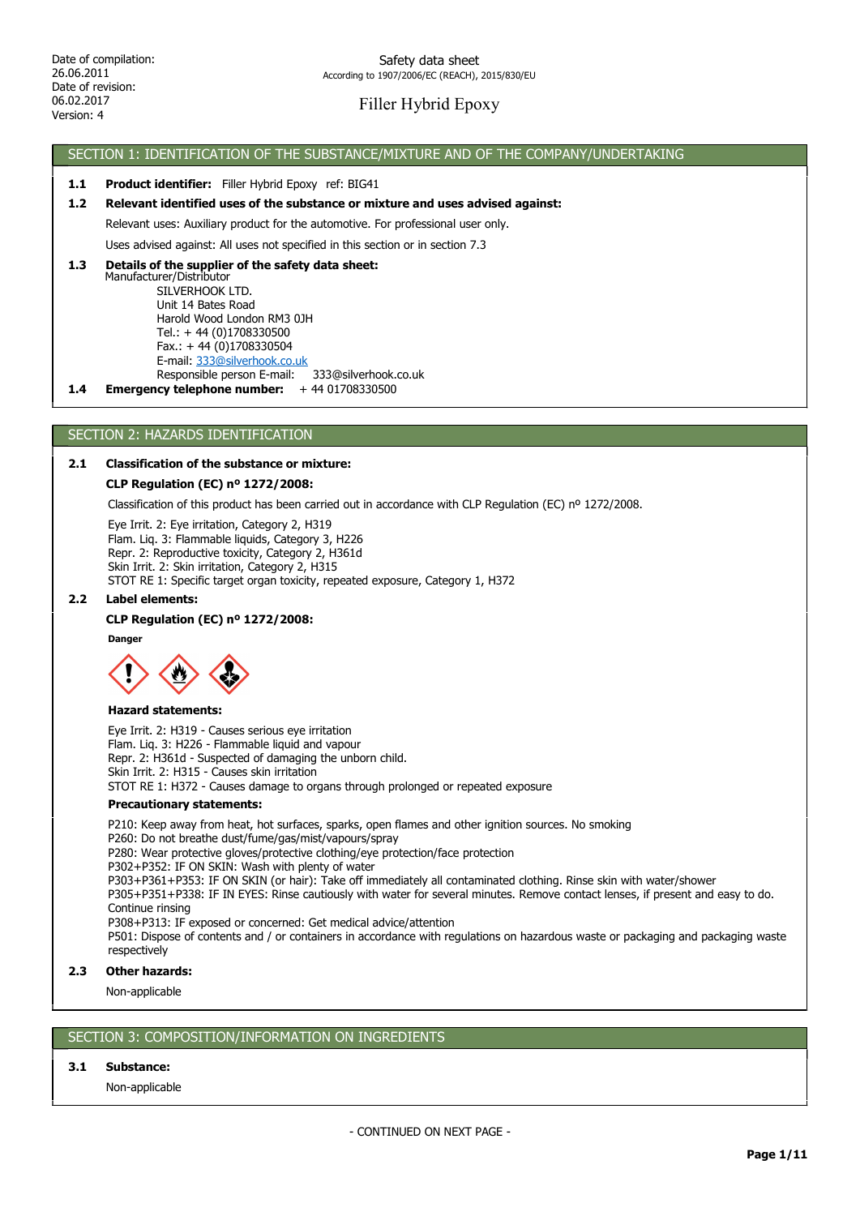Date of compilation:
26.06.2011
Date of revision:
06.02.2017
Version: 4

Safety data sheet
According to 1907/2006/EC (REACH), 2015/830/EU

# Filler Hybrid Epoxy

## SECTION 1: IDENTIFICATION OF THE SUBSTANCE/MIXTURE AND OF THE COMPANY/UNDERTAKING

**1.1 Product identifier:** Filler Hybrid Epoxy ref: BIG41

**1.2 Relevant identified uses of the substance or mixture and uses advised against:**

Relevant uses: Auxiliary product for the automotive. For professional user only.

Uses advised against: All uses not specified in this section or in section 7.3

**1.3 Details of the supplier of the safety data sheet:**

Manufacturer/Distributor

SILVERHOOK LTD.
Unit 14 Bates Road
Harold Wood London RM3 0JH
Tel.: + 44 (0)1708330500
Fax.: + 44 (0)1708330504
E-mail: 333@silverhook.co.uk
Responsible person E-mail: 333@silverhook.co.uk

**1.4 Emergency telephone number:** + 44 01708330500

## SECTION 2: HAZARDS IDENTIFICATION

**2.1 Classification of the substance or mixture:**

**CLP Regulation (EC) nº 1272/2008:**

Classification of this product has been carried out in accordance with CLP Regulation (EC) nº 1272/2008.

Eye Irrit. 2: Eye irritation, Category 2, H319
Flam. Liq. 3: Flammable liquids, Category 3, H226
Repr. 2: Reproductive toxicity, Category 2, H361d
Skin Irrit. 2: Skin irritation, Category 2, H315
STOT RE 1: Specific target organ toxicity, repeated exposure, Category 1, H372

**2.2 Label elements:**

**CLP Regulation (EC) nº 1272/2008:**

**Danger**

**Hazard statements:**

Eye Irrit. 2: H319 - Causes serious eye irritation
Flam. Liq. 3: H226 - Flammable liquid and vapour
Repr. 2: H361d - Suspected of damaging the unborn child.
Skin Irrit. 2: H315 - Causes skin irritation
STOT RE 1: H372 - Causes damage to organs through prolonged or repeated exposure

**Precautionary statements:**

P210: Keep away from heat, hot surfaces, sparks, open flames and other ignition sources. No smoking
P260: Do not breathe dust/fume/gas/mist/vapours/spray
P280: Wear protective gloves/protective clothing/eye protection/face protection
P302+P352: IF ON SKIN: Wash with plenty of water
P303+P361+P353: IF ON SKIN (or hair): Take off immediately all contaminated clothing. Rinse skin with water/shower
P305+P351+P338: IF IN EYES: Rinse cautiously with water for several minutes. Remove contact lenses, if present and easy to do. Continue rinsing
P308+P313: IF exposed or concerned: Get medical advice/attention
P501: Dispose of contents and / or containers in accordance with regulations on hazardous waste or packaging and packaging waste respectively

**2.3 Other hazards:**

Non-applicable

## SECTION 3: COMPOSITION/INFORMATION ON INGREDIENTS

**3.1 Substance:**

Non-applicable

- CONTINUED ON NEXT PAGE -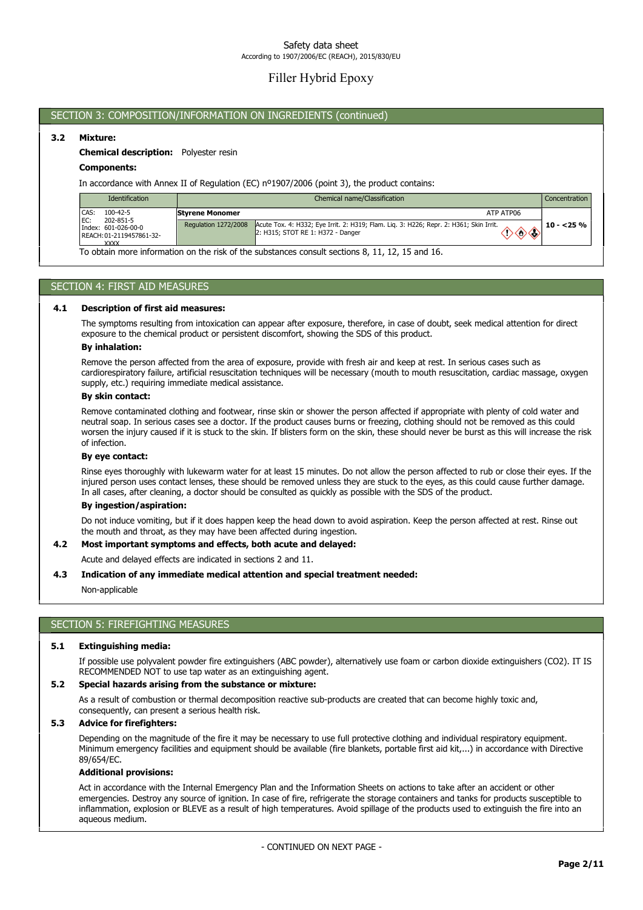## SECTION 3: COMPOSITION/INFORMATION ON INGREDIENTS (continued)

### 3.2 Mixture:

**Chemical description:** Polyester resin

**Components:**

In accordance with Annex II of Regulation (EC) nº1907/2006 (point 3), the product contains:

| Identification | Chemical name/Classification | | Concentration |
|---|---|---|---|
| CAS: 100-42-5<br>EC: 202-851-5<br>Index: 601-026-00-0<br>REACH: 01-2119457861-32-XXXX | **Styrene Monomer** | ATP ATP06 | 10 - <25 % |
| | Regulation 1272/2008 | Acute Tox. 4: H332; Eye Irrit. 2: H319; Flam. Liq. 3: H226; Repr. 2: H361; Skin Irrit. 2: H315; STOT RE 1: H372 - Danger | |

To obtain more information on the risk of the substances consult sections 8, 11, 12, 15 and 16.

## SECTION 4: FIRST AID MEASURES

### 4.1 Description of first aid measures:

The symptoms resulting from intoxication can appear after exposure, therefore, in case of doubt, seek medical attention for direct exposure to the chemical product or persistent discomfort, showing the SDS of this product.

**By inhalation:**

Remove the person affected from the area of exposure, provide with fresh air and keep at rest. In serious cases such as cardiorespiratory failure, artificial resuscitation techniques will be necessary (mouth to mouth resuscitation, cardiac massage, oxygen supply, etc.) requiring immediate medical assistance.

**By skin contact:**

Remove contaminated clothing and footwear, rinse skin or shower the person affected if appropriate with plenty of cold water and neutral soap. In serious cases see a doctor. If the product causes burns or freezing, clothing should not be removed as this could worsen the injury caused if it is stuck to the skin. If blisters form on the skin, these should never be burst as this will increase the risk of infection.

**By eye contact:**

Rinse eyes thoroughly with lukewarm water for at least 15 minutes. Do not allow the person affected to rub or close their eyes. If the injured person uses contact lenses, these should be removed unless they are stuck to the eyes, as this could cause further damage. In all cases, after cleaning, a doctor should be consulted as quickly as possible with the SDS of the product.

**By ingestion/aspiration:**

Do not induce vomiting, but if it does happen keep the head down to avoid aspiration. Keep the person affected at rest. Rinse out the mouth and throat, as they may have been affected during ingestion.

### 4.2 Most important symptoms and effects, both acute and delayed:

Acute and delayed effects are indicated in sections 2 and 11.

### 4.3 Indication of any immediate medical attention and special treatment needed:

Non-applicable

## SECTION 5: FIREFIGHTING MEASURES

### 5.1 Extinguishing media:

If possible use polyvalent powder fire extinguishers (ABC powder), alternatively use foam or carbon dioxide extinguishers ($CO_2$). IT IS RECOMMENDED NOT to use tap water as an extinguishing agent.

### 5.2 Special hazards arising from the substance or mixture:

As a result of combustion or thermal decomposition reactive sub-products are created that can become highly toxic and, consequently, can present a serious health risk.

### 5.3 Advice for firefighters:

Depending on the magnitude of the fire it may be necessary to use full protective clothing and individual respiratory equipment. Minimum emergency facilities and equipment should be available (fire blankets, portable first aid kit,...) in accordance with Directive 89/654/EC.

**Additional provisions:**

Act in accordance with the Internal Emergency Plan and the Information Sheets on actions to take after an accident or other emergencies. Destroy any source of ignition. In case of fire, refrigerate the storage containers and tanks for products susceptible to inflammation, explosion or BLEVE as a result of high temperatures. Avoid spillage of the products used to extinguish the fire into an aqueous medium.

- CONTINUED ON NEXT PAGE -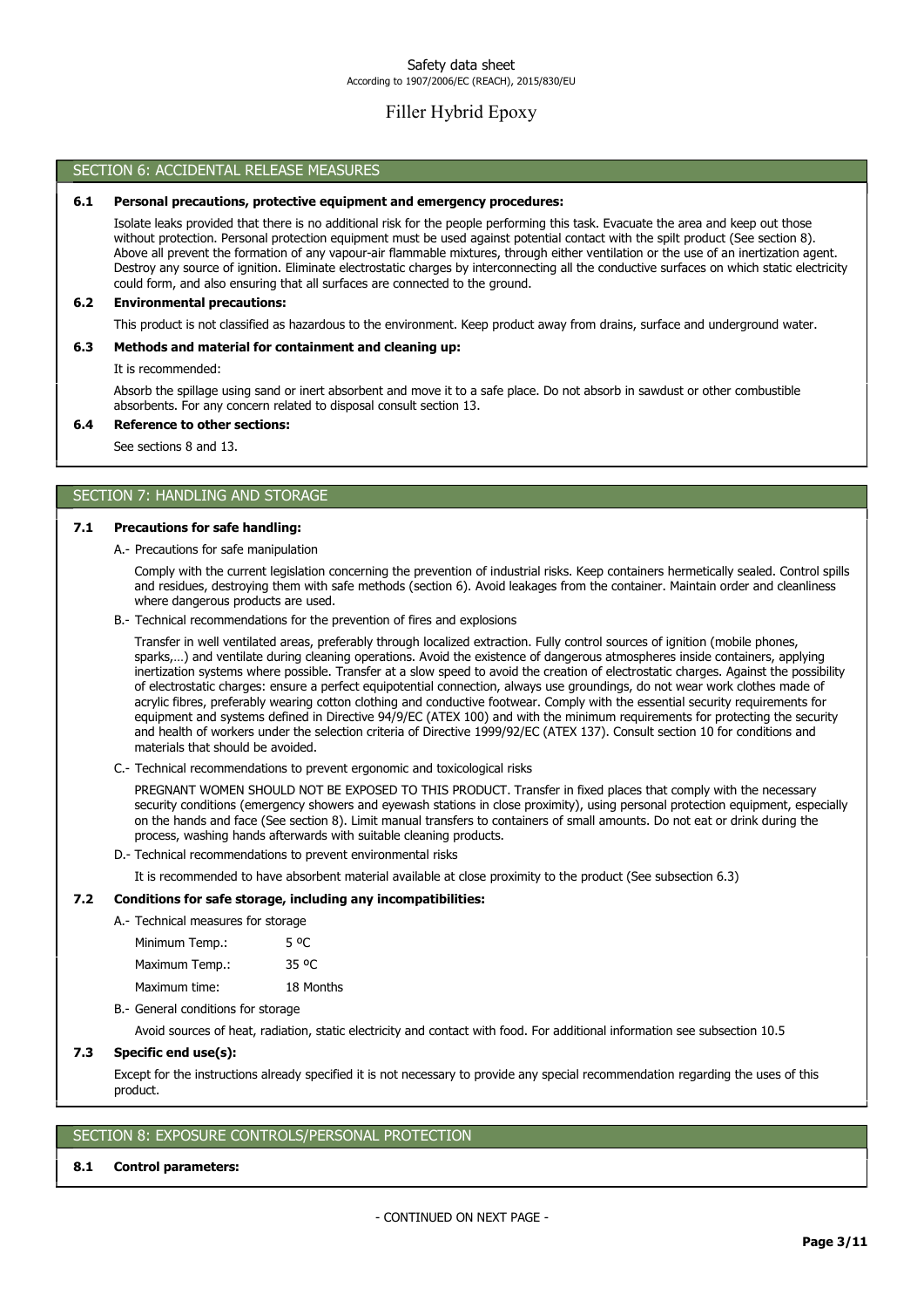## SECTION 6: ACCIDENTAL RELEASE MEASURES

### 6.1 Personal precautions, protective equipment and emergency procedures:

Isolate leaks provided that there is no additional risk for the people performing this task. Evacuate the area and keep out those without protection. Personal protection equipment must be used against potential contact with the spilt product (See section 8). Above all prevent the formation of any vapour-air flammable mixtures, through either ventilation or the use of an inertization agent. Destroy any source of ignition. Eliminate electrostatic charges by interconnecting all the conductive surfaces on which static electricity could form, and also ensuring that all surfaces are connected to the ground.

### 6.2 Environmental precautions:

This product is not classified as hazardous to the environment. Keep product away from drains, surface and underground water.

### 6.3 Methods and material for containment and cleaning up:

It is recommended:

Absorb the spillage using sand or inert absorbent and move it to a safe place. Do not absorb in sawdust or other combustible absorbents. For any concern related to disposal consult section 13.

### 6.4 Reference to other sections:

See sections 8 and 13.

## SECTION 7: HANDLING AND STORAGE

### 7.1 Precautions for safe handling:

A.- Precautions for safe manipulation

Comply with the current legislation concerning the prevention of industrial risks. Keep containers hermetically sealed. Control spills and residues, destroying them with safe methods (section 6). Avoid leakages from the container. Maintain order and cleanliness where dangerous products are used.

B.- Technical recommendations for the prevention of fires and explosions

Transfer in well ventilated areas, preferably through localized extraction. Fully control sources of ignition (mobile phones, sparks,…) and ventilate during cleaning operations. Avoid the existence of dangerous atmospheres inside containers, applying inertization systems where possible. Transfer at a slow speed to avoid the creation of electrostatic charges. Against the possibility of electrostatic charges: ensure a perfect equipotential connection, always use groundings, do not wear work clothes made of acrylic fibres, preferably wearing cotton clothing and conductive footwear. Comply with the essential security requirements for equipment and systems defined in Directive 94/9/EC (ATEX 100) and with the minimum requirements for protecting the security and health of workers under the selection criteria of Directive 1999/92/EC (ATEX 137). Consult section 10 for conditions and materials that should be avoided.

C.- Technical recommendations to prevent ergonomic and toxicological risks

PREGNANT WOMEN SHOULD NOT BE EXPOSED TO THIS PRODUCT. Transfer in fixed places that comply with the necessary security conditions (emergency showers and eyewash stations in close proximity), using personal protection equipment, especially on the hands and face (See section 8). Limit manual transfers to containers of small amounts. Do not eat or drink during the process, washing hands afterwards with suitable cleaning products.

D.- Technical recommendations to prevent environmental risks

It is recommended to have absorbent material available at close proximity to the product (See subsection 6.3)

### 7.2 Conditions for safe storage, including any incompatibilities:

A.- Technical measures for storage

| | |
|---|---|
| Minimum Temp.: | 5 ºC |
| Maximum Temp.: | 35 ºC |
| Maximum time: | 18 Months |

B.- General conditions for storage

Avoid sources of heat, radiation, static electricity and contact with food. For additional information see subsection 10.5

### 7.3 Specific end use(s):

Except for the instructions already specified it is not necessary to provide any special recommendation regarding the uses of this product.

## SECTION 8: EXPOSURE CONTROLS/PERSONAL PROTECTION

### 8.1 Control parameters:

- CONTINUED ON NEXT PAGE -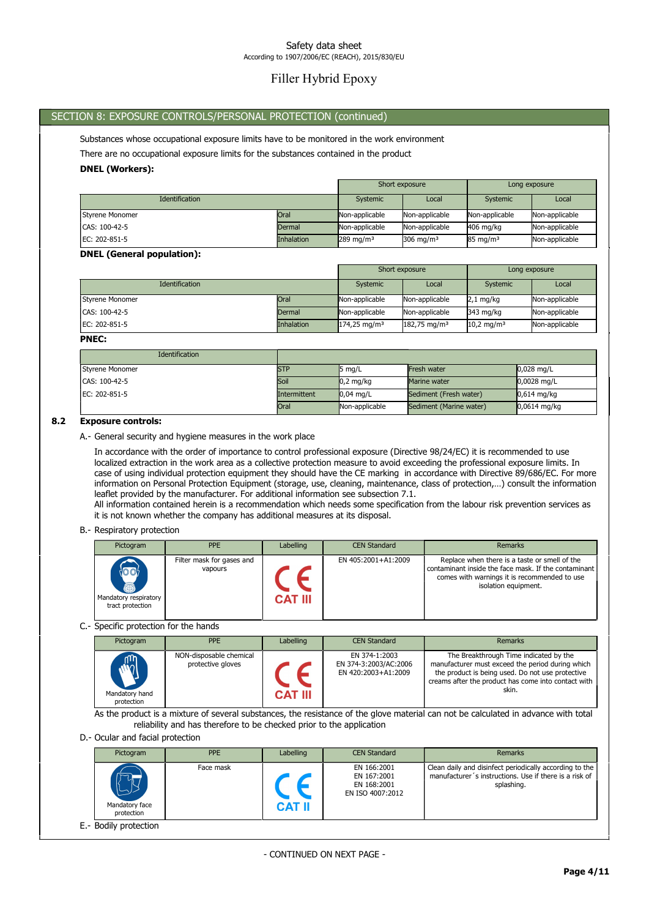## SECTION 8: EXPOSURE CONTROLS/PERSONAL PROTECTION (continued)

Substances whose occupational exposure limits have to be monitored in the work environment

There are no occupational exposure limits for the substances contained in the product

**DNEL (Workers):**

| Identification | | Short exposure | | Long exposure | |
|---|---|---|---|---|---|
| | | Systemic | Local | Systemic | Local |
| Styrene Monomer | Oral | Non-applicable | Non-applicable | Non-applicable | Non-applicable |
| CAS: 100-42-5 | Dermal | Non-applicable | Non-applicable | 406 mg/kg | Non-applicable |
| EC: 202-851-5 | Inhalation | 289 mg/m³ | 306 mg/m³ | 85 mg/m³ | Non-applicable |

**DNEL (General population):**

| Identification | | Short exposure | | Long exposure | |
|---|---|---|---|---|---|
| | | Systemic | Local | Systemic | Local |
| Styrene Monomer | Oral | Non-applicable | Non-applicable | 2,1 mg/kg | Non-applicable |
| CAS: 100-42-5 | Dermal | Non-applicable | Non-applicable | 343 mg/kg | Non-applicable |
| EC: 202-851-5 | Inhalation | 174,25 mg/m³ | 182,75 mg/m³ | 10,2 mg/m³ | Non-applicable |

**PNEC:**

| Identification | | | | |
|---|---|---|---|---|
| Styrene Monomer | STP | 5 mg/L | Fresh water | 0,028 mg/L |
| CAS: 100-42-5 | Soil | 0,2 mg/kg | Marine water | 0,0028 mg/L |
| EC: 202-851-5 | Intermittent | 0,04 mg/L | Sediment (Fresh water) | 0,614 mg/kg |
| | Oral | Non-applicable | Sediment (Marine water) | 0,0614 mg/kg |

### 8.2 Exposure controls:

A.- General security and hygiene measures in the work place

In accordance with the order of importance to control professional exposure (Directive 98/24/EC) it is recommended to use localized extraction in the work area as a collective protection measure to avoid exceeding the professional exposure limits. In case of using individual protection equipment they should have the CE marking in accordance with Directive 89/686/EC. For more information on Personal Protection Equipment (storage, use, cleaning, maintenance, class of protection,…) consult the information leaflet provided by the manufacturer. For additional information see subsection 7.1.

All information contained herein is a recommendation which needs some specification from the labour risk prevention services as it is not known whether the company has additional measures at its disposal.

B.- Respiratory protection

| Pictogram | PPE | Labelling | CEN Standard | Remarks |
|---|---|---|---|---|
| Mandatory respiratory tract protection | Filter mask for gases and vapours | CE CAT III | EN 405:2001+A1:2009 | Replace when there is a taste or smell of the contaminant inside the face mask. If the contaminant comes with warnings it is recommended to use isolation equipment. |

C.- Specific protection for the hands

| Pictogram | PPE | Labelling | CEN Standard | Remarks |
|---|---|---|---|---|
| Mandatory hand protection | NON-disposable chemical protective gloves | CE CAT III | EN 374-1:2003<br>EN 374-3:2003/AC:2006<br>EN 420:2003+A1:2009 | The Breakthrough Time indicated by the manufacturer must exceed the period during which the product is being used. Do not use protective creams after the product has come into contact with skin. |

As the product is a mixture of several substances, the resistance of the glove material can not be calculated in advance with total reliability and has therefore to be checked prior to the application

D.- Ocular and facial protection

| Pictogram | PPE | Labelling | CEN Standard | Remarks |
|---|---|---|---|---|
| Mandatory face protection | Face mask | CE CAT II | EN 166:2001<br>EN 167:2001<br>EN 168:2001<br>EN ISO 4007:2012 | Clean daily and disinfect periodically according to the manufacturer´s instructions. Use if there is a risk of splashing. |

E.- Bodily protection

- CONTINUED ON NEXT PAGE -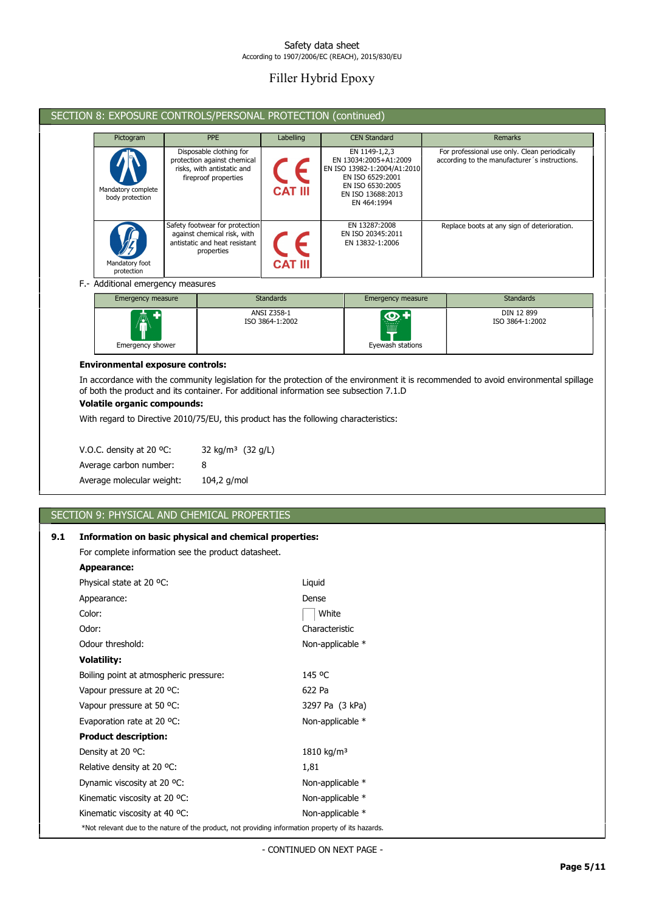## SECTION 8: EXPOSURE CONTROLS/PERSONAL PROTECTION (continued)

| Pictogram | PPE | Labelling | CEN Standard | Remarks |
|---|---|---|---|---|
| Mandatory complete body protection | Disposable clothing for protection against chemical risks, with antistatic and fireproof properties | CE CAT III | EN 1149-1,2,3<br>EN 13034:2005+A1:2009<br>EN ISO 13982-1:2004/A1:2010<br>EN ISO 6529:2001<br>EN ISO 6530:2005<br>EN ISO 13688:2013<br>EN 464:1994 | For professional use only. Clean periodically according to the manufacturer´s instructions. |
| Mandatory foot protection | Safety footwear for protection against chemical risk, with antistatic and heat resistant properties | CE CAT III | EN 13287:2008<br>EN ISO 20345:2011<br>EN 13832-1:2006 | Replace boots at any sign of deterioration. |

F.- Additional emergency measures

| Emergency measure | Standards | Emergency measure | Standards |
|---|---|---|---|
| Emergency shower | ANSI Z358-1<br>ISO 3864-1:2002 | Eyewash stations | DIN 12 899<br>ISO 3864-1:2002 |

**Environmental exposure controls:**

In accordance with the community legislation for the protection of the environment it is recommended to avoid environmental spillage of both the product and its container. For additional information see subsection 7.1.D

**Volatile organic compounds:**

With regard to Directive 2010/75/EU, this product has the following characteristics:

| | |
|---|---|
| V.O.C. density at 20 ºC: | 32 kg/m³ (32 g/L) |
| Average carbon number: | 8 |
| Average molecular weight: | 104,2 g/mol |

## SECTION 9: PHYSICAL AND CHEMICAL PROPERTIES

### 9.1 Information on basic physical and chemical properties:

For complete information see the product datasheet.

**Appearance:**

| | |
|---|---|
| Physical state at 20 ºC: | Liquid |
| Appearance: | Dense |
| Color: | White |
| Odor: | Characteristic |
| Odour threshold: | Non-applicable * |

**Volatility:**

| | |
|---|---|
| Boiling point at atmospheric pressure: | 145 ºC |
| Vapour pressure at 20 ºC: | 622 Pa |
| Vapour pressure at 50 ºC: | 3297 Pa (3 kPa) |
| Evaporation rate at 20 ºC: | Non-applicable * |

**Product description:**

| | |
|---|---|
| Density at 20 ºC: | 1810 kg/m³ |
| Relative density at 20 ºC: | 1,81 |
| Dynamic viscosity at 20 ºC: | Non-applicable * |
| Kinematic viscosity at 20 ºC: | Non-applicable * |
| Kinematic viscosity at 40 ºC: | Non-applicable * |

*Not relevant due to the nature of the product, not providing information property of its hazards.

- CONTINUED ON NEXT PAGE -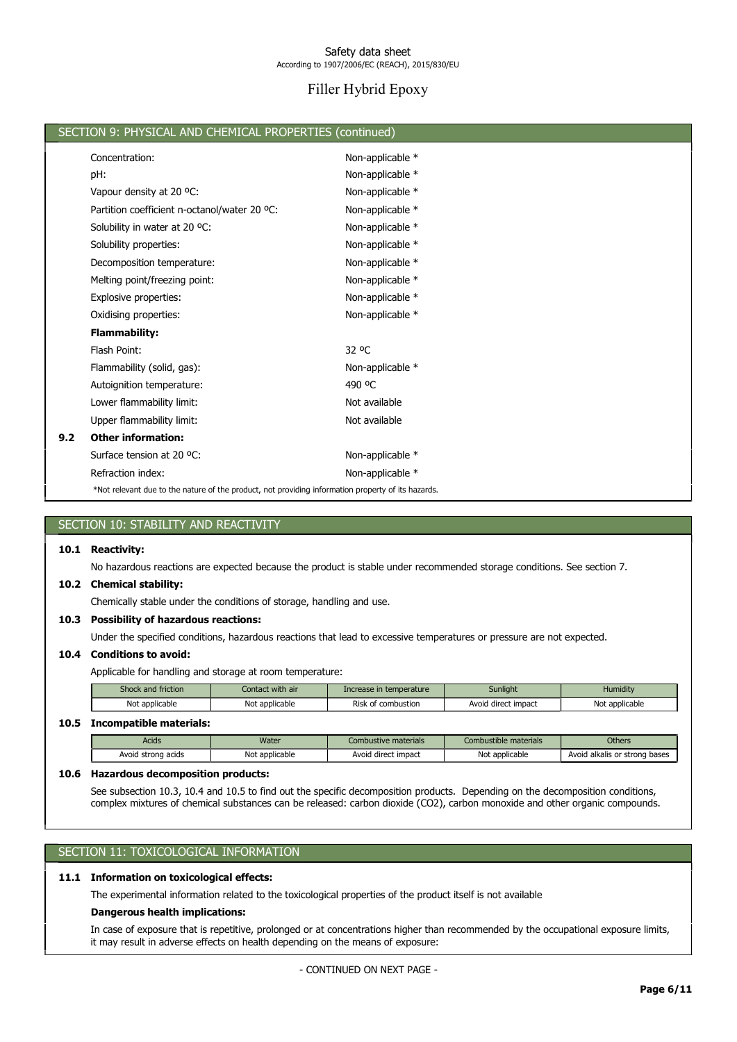## SECTION 9: PHYSICAL AND CHEMICAL PROPERTIES (continued)

| | |
|---|---|
| Concentration: | Non-applicable * |
| pH: | Non-applicable * |
| Vapour density at 20 ºC: | Non-applicable * |
| Partition coefficient n-octanol/water 20 ºC: | Non-applicable * |
| Solubility in water at 20 ºC: | Non-applicable * |
| Solubility properties: | Non-applicable * |
| Decomposition temperature: | Non-applicable * |
| Melting point/freezing point: | Non-applicable * |
| Explosive properties: | Non-applicable * |
| Oxidising properties: | Non-applicable * |
| **Flammability:** | |
| Flash Point: | 32 ºC |
| Flammability (solid, gas): | Non-applicable * |
| Autoignition temperature: | 490 ºC |
| Lower flammability limit: | Not available |
| Upper flammability limit: | Not available |

**9.2 Other information:**

| | |
|---|---|
| Surface tension at 20 ºC: | Non-applicable * |
| Refraction index: | Non-applicable * |

*Not relevant due to the nature of the product, not providing information property of its hazards.

## SECTION 10: STABILITY AND REACTIVITY

**10.1 Reactivity:**

No hazardous reactions are expected because the product is stable under recommended storage conditions. See section 7.

**10.2 Chemical stability:**

Chemically stable under the conditions of storage, handling and use.

**10.3 Possibility of hazardous reactions:**

Under the specified conditions, hazardous reactions that lead to excessive temperatures or pressure are not expected.

**10.4 Conditions to avoid:**

Applicable for handling and storage at room temperature:

| Shock and friction | Contact with air | Increase in temperature | Sunlight | Humidity |
|---|---|---|---|---|
| Not applicable | Not applicable | Risk of combustion | Avoid direct impact | Not applicable |

**10.5 Incompatible materials:**

| Acids | Water | Combustive materials | Combustible materials | Others |
|---|---|---|---|---|
| Avoid strong acids | Not applicable | Avoid direct impact | Not applicable | Avoid alkalis or strong bases |

**10.6 Hazardous decomposition products:**

See subsection 10.3, 10.4 and 10.5 to find out the specific decomposition products. Depending on the decomposition conditions, complex mixtures of chemical substances can be released: carbon dioxide ($CO_2$), carbon monoxide and other organic compounds.

## SECTION 11: TOXICOLOGICAL INFORMATION

**11.1 Information on toxicological effects:**

The experimental information related to the toxicological properties of the product itself is not available

**Dangerous health implications:**

In case of exposure that is repetitive, prolonged or at concentrations higher than recommended by the occupational exposure limits, it may result in adverse effects on health depending on the means of exposure:

- CONTINUED ON NEXT PAGE -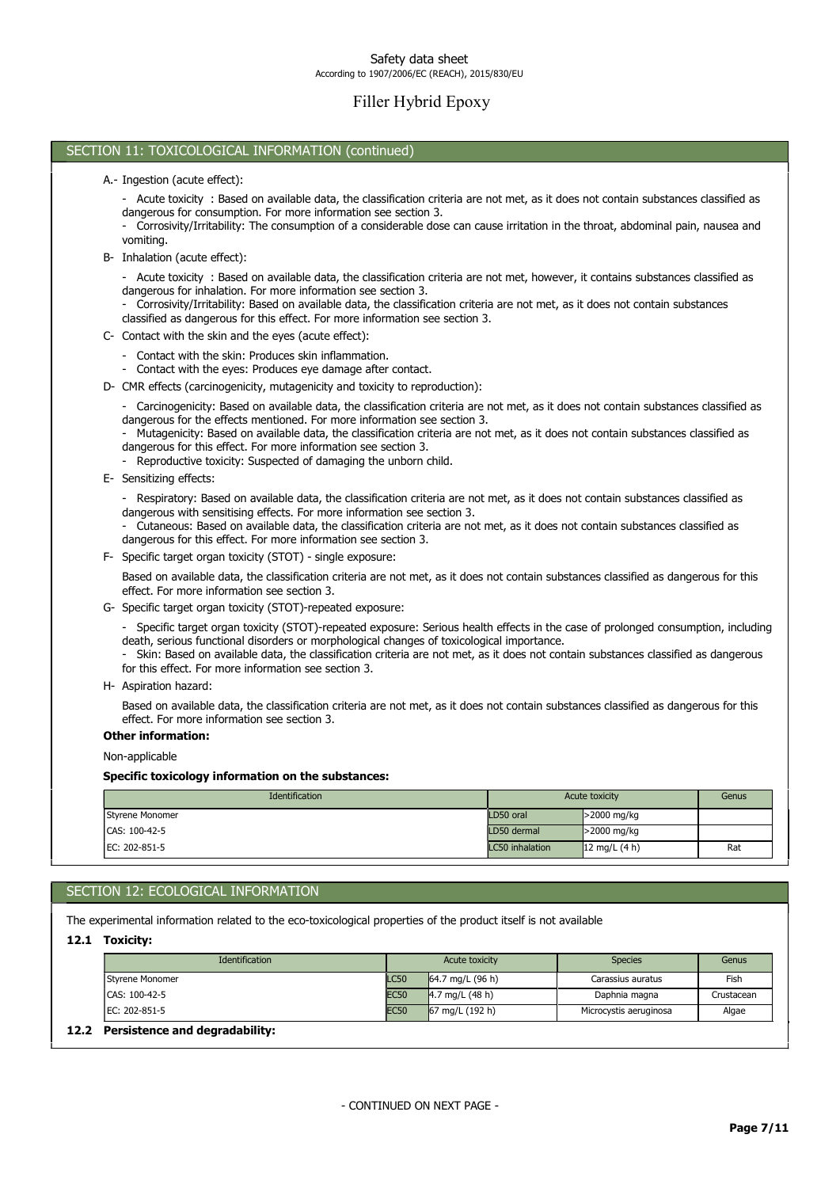## SECTION 11: TOXICOLOGICAL INFORMATION (continued)

A.- Ingestion (acute effect):

- Acute toxicity : Based on available data, the classification criteria are not met, as it does not contain substances classified as dangerous for consumption. For more information see section 3.
- Corrosivity/Irritability: The consumption of a considerable dose can cause irritation in the throat, abdominal pain, nausea and vomiting.

B- Inhalation (acute effect):

- Acute toxicity : Based on available data, the classification criteria are not met, however, it contains substances classified as dangerous for inhalation. For more information see section 3.
- Corrosivity/Irritability: Based on available data, the classification criteria are not met, as it does not contain substances classified as dangerous for this effect. For more information see section 3.

C- Contact with the skin and the eyes (acute effect):

- Contact with the skin: Produces skin inflammation.
- Contact with the eyes: Produces eye damage after contact.

D- CMR effects (carcinogenicity, mutagenicity and toxicity to reproduction):

- Carcinogenicity: Based on available data, the classification criteria are not met, as it does not contain substances classified as dangerous for the effects mentioned. For more information see section 3.
- Mutagenicity: Based on available data, the classification criteria are not met, as it does not contain substances classified as dangerous for this effect. For more information see section 3.
- Reproductive toxicity: Suspected of damaging the unborn child.

E- Sensitizing effects:

- Respiratory: Based on available data, the classification criteria are not met, as it does not contain substances classified as dangerous with sensitising effects. For more information see section 3.
- Cutaneous: Based on available data, the classification criteria are not met, as it does not contain substances classified as dangerous for this effect. For more information see section 3.

F- Specific target organ toxicity (STOT) - single exposure:

Based on available data, the classification criteria are not met, as it does not contain substances classified as dangerous for this effect. For more information see section 3.

G- Specific target organ toxicity (STOT)-repeated exposure:

- Specific target organ toxicity (STOT)-repeated exposure: Serious health effects in the case of prolonged consumption, including death, serious functional disorders or morphological changes of toxicological importance.
- Skin: Based on available data, the classification criteria are not met, as it does not contain substances classified as dangerous for this effect. For more information see section 3.

H- Aspiration hazard:

Based on available data, the classification criteria are not met, as it does not contain substances classified as dangerous for this effect. For more information see section 3.

**Other information:**

Non-applicable

**Specific toxicology information on the substances:**

| Identification | Acute toxicity | | Genus |
|---|---|---|---|
| Styrene Monomer | LD50 oral | >2000 mg/kg | |
| CAS: 100-42-5 | LD50 dermal | >2000 mg/kg | |
| EC: 202-851-5 | LC50 inhalation | 12 mg/L (4 h) | Rat |

## SECTION 12: ECOLOGICAL INFORMATION

The experimental information related to the eco-toxicological properties of the product itself is not available

### 12.1 Toxicity:

| Identification | Acute toxicity | | Species | Genus |
|---|---|---|---|---|
| Styrene Monomer | LC50 | 64.7 mg/L (96 h) | Carassius auratus | Fish |
| CAS: 100-42-5 | EC50 | 4.7 mg/L (48 h) | Daphnia magna | Crustacean |
| EC: 202-851-5 | EC50 | 67 mg/L (192 h) | Microcystis aeruginosa | Algae |

### 12.2 Persistence and degradability: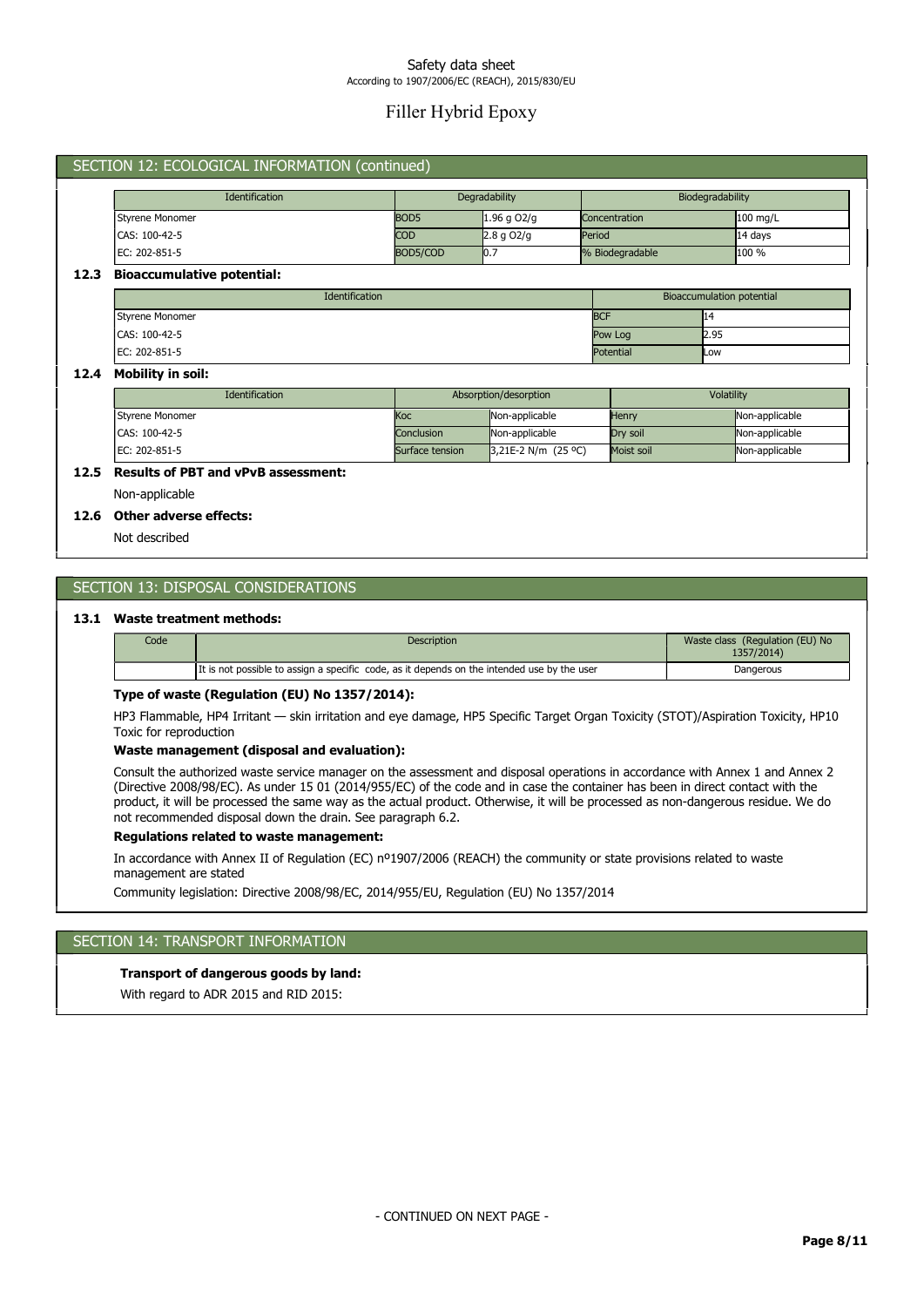## SECTION 12: ECOLOGICAL INFORMATION (continued)

| Identification | Degradability | | Biodegradability | |
|---|---|---|---|---|
| Styrene Monomer | BOD5 | 1.96 g O2/g | Concentration | 100 mg/L |
| CAS: 100-42-5 | COD | 2.8 g O2/g | Period | 14 days |
| EC: 202-851-5 | BOD5/COD | 0.7 | % Biodegradable | 100 % |

### 12.3 Bioaccumulative potential:

| Identification | Bioaccumulation potential | |
|---|---|---|
| Styrene Monomer | BCF | 14 |
| CAS: 100-42-5 | Pow Log | 2.95 |
| EC: 202-851-5 | Potential | Low |

### 12.4 Mobility in soil:

| Identification | Absorption/desorption | | Volatility | |
|---|---|---|---|---|
| Styrene Monomer | Koc | Non-applicable | Henry | Non-applicable |
| CAS: 100-42-5 | Conclusion | Non-applicable | Dry soil | Non-applicable |
| EC: 202-851-5 | Surface tension | 3,21E-2 N/m (25 ºC) | Moist soil | Non-applicable |

### 12.5 Results of PBT and vPvB assessment:

Non-applicable

### 12.6 Other adverse effects:

Not described

## SECTION 13: DISPOSAL CONSIDERATIONS

### 13.1 Waste treatment methods:

| Code | Description | Waste class (Regulation (EU) No 1357/2014) |
|---|---|---|
| | It is not possible to assign a specific code, as it depends on the intended use by the user | Dangerous |

**Type of waste (Regulation (EU) No 1357/2014):**

HP3 Flammable, HP4 Irritant — skin irritation and eye damage, HP5 Specific Target Organ Toxicity (STOT)/Aspiration Toxicity, HP10 Toxic for reproduction

**Waste management (disposal and evaluation):**

Consult the authorized waste service manager on the assessment and disposal operations in accordance with Annex 1 and Annex 2 (Directive 2008/98/EC). As under 15 01 (2014/955/EC) of the code and in case the container has been in direct contact with the product, it will be processed the same way as the actual product. Otherwise, it will be processed as non-dangerous residue. We do not recommended disposal down the drain. See paragraph 6.2.

**Regulations related to waste management:**

In accordance with Annex II of Regulation (EC) nº1907/2006 (REACH) the community or state provisions related to waste management are stated

Community legislation: Directive 2008/98/EC, 2014/955/EU, Regulation (EU) No 1357/2014

## SECTION 14: TRANSPORT INFORMATION

**Transport of dangerous goods by land:**

With regard to ADR 2015 and RID 2015: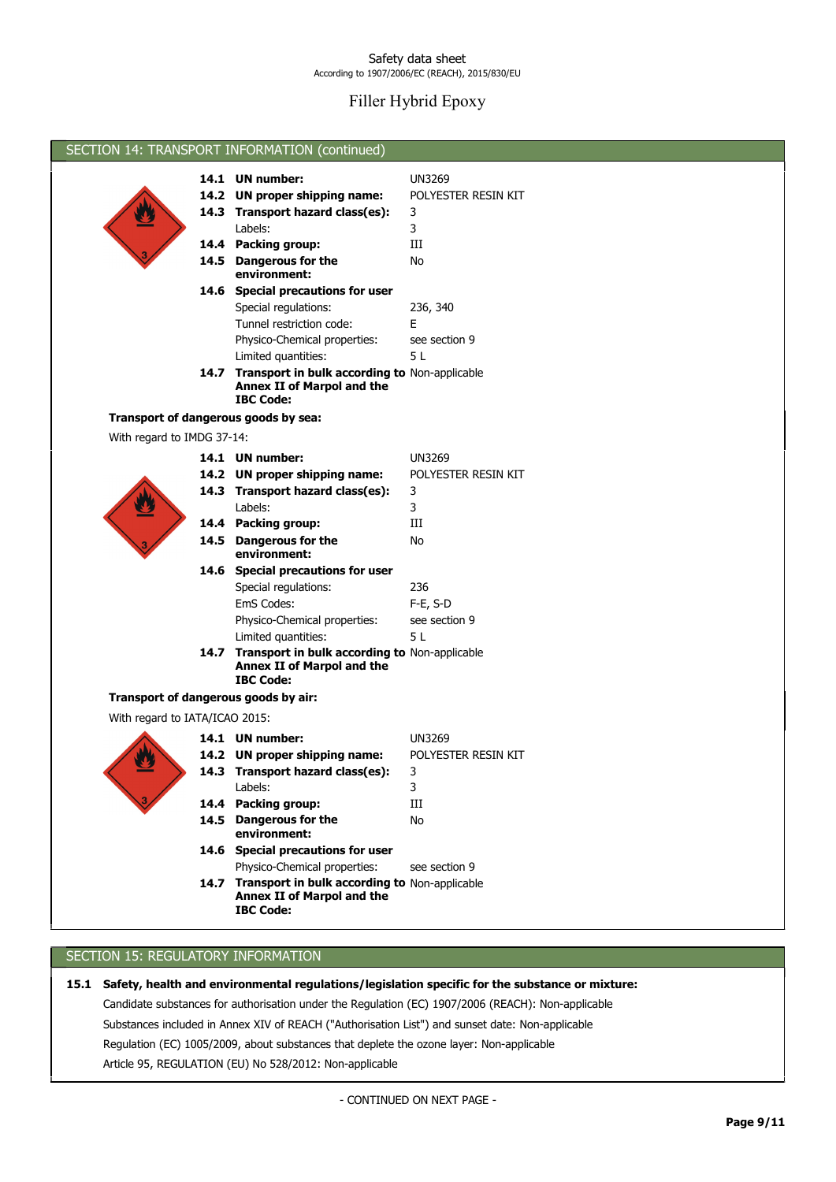## SECTION 14: TRANSPORT INFORMATION (continued)

| | | |
|---|---|---|
| **14.1** | **UN number:** | UN3269 |
| **14.2** | **UN proper shipping name:** | POLYESTER RESIN KIT |
| **14.3** | **Transport hazard class(es):** | 3 |
| | Labels: | 3 |
| **14.4** | **Packing group:** | III |
| **14.5** | **Dangerous for the environment:** | No |
| **14.6** | **Special precautions for user** | |
| | Special regulations: | 236, 340 |
| | Tunnel restriction code: | E |
| | Physico-Chemical properties: | see section 9 |
| | Limited quantities: | 5 L |
| **14.7** | **Transport in bulk according to Annex II of Marpol and the IBC Code:** | Non-applicable |

**Transport of dangerous goods by sea:**

With regard to IMDG 37-14:

| | | |
|---|---|---|
| **14.1** | **UN number:** | UN3269 |
| **14.2** | **UN proper shipping name:** | POLYESTER RESIN KIT |
| **14.3** | **Transport hazard class(es):** | 3 |
| | Labels: | 3 |
| **14.4** | **Packing group:** | III |
| **14.5** | **Dangerous for the environment:** | No |
| **14.6** | **Special precautions for user** | |
| | Special regulations: | 236 |
| | EmS Codes: | F-E, S-D |
| | Physico-Chemical properties: | see section 9 |
| | Limited quantities: | 5 L |
| **14.7** | **Transport in bulk according to Annex II of Marpol and the IBC Code:** | Non-applicable |

**Transport of dangerous goods by air:**

With regard to IATA/ICAO 2015:

| | | |
|---|---|---|
| **14.1** | **UN number:** | UN3269 |
| **14.2** | **UN proper shipping name:** | POLYESTER RESIN KIT |
| **14.3** | **Transport hazard class(es):** | 3 |
| | Labels: | 3 |
| **14.4** | **Packing group:** | III |
| **14.5** | **Dangerous for the environment:** | No |
| **14.6** | **Special precautions for user** | |
| | Physico-Chemical properties: | see section 9 |
| **14.7** | **Transport in bulk according to Annex II of Marpol and the IBC Code:** | Non-applicable |

## SECTION 15: REGULATORY INFORMATION

**15.1 Safety, health and environmental regulations/legislation specific for the substance or mixture:**

Candidate substances for authorisation under the Regulation (EC) 1907/2006 (REACH): Non-applicable

Substances included in Annex XIV of REACH ("Authorisation List") and sunset date: Non-applicable

Regulation (EC) 1005/2009, about substances that deplete the ozone layer: Non-applicable

Article 95, REGULATION (EU) No 528/2012: Non-applicable

- CONTINUED ON NEXT PAGE -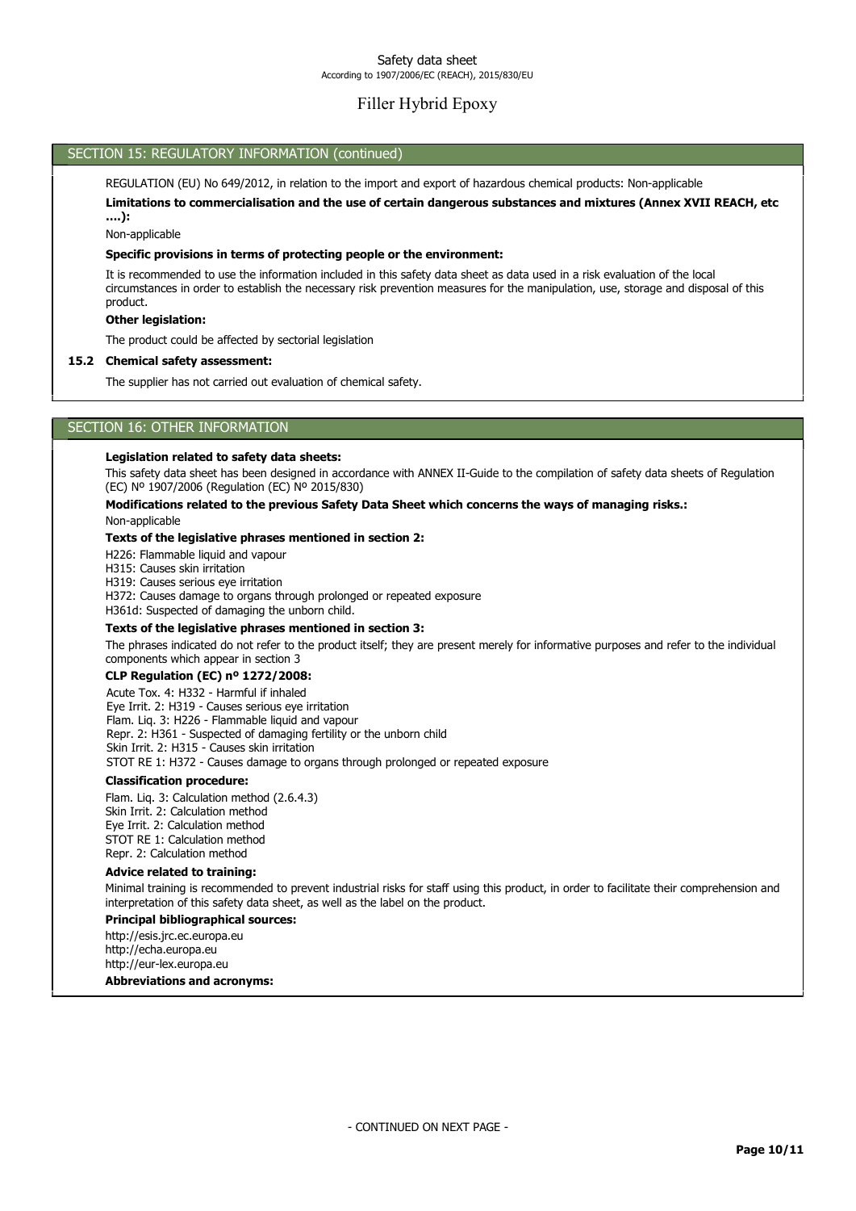## SECTION 15: REGULATORY INFORMATION (continued)

REGULATION (EU) No 649/2012, in relation to the import and export of hazardous chemical products: Non-applicable

**Limitations to commercialisation and the use of certain dangerous substances and mixtures (Annex XVII REACH, etc ….):**

Non-applicable

**Specific provisions in terms of protecting people or the environment:**

It is recommended to use the information included in this safety data sheet as data used in a risk evaluation of the local circumstances in order to establish the necessary risk prevention measures for the manipulation, use, storage and disposal of this product.

**Other legislation:**

The product could be affected by sectorial legislation

### 15.2 Chemical safety assessment:

The supplier has not carried out evaluation of chemical safety.

## SECTION 16: OTHER INFORMATION

**Legislation related to safety data sheets:**

This safety data sheet has been designed in accordance with ANNEX II-Guide to the compilation of safety data sheets of Regulation (EC) Nº 1907/2006 (Regulation (EC) Nº 2015/830)

**Modifications related to the previous Safety Data Sheet which concerns the ways of managing risks.:**

Non-applicable

**Texts of the legislative phrases mentioned in section 2:**

H226: Flammable liquid and vapour
H315: Causes skin irritation
H319: Causes serious eye irritation
H372: Causes damage to organs through prolonged or repeated exposure
H361d: Suspected of damaging the unborn child.

**Texts of the legislative phrases mentioned in section 3:**

The phrases indicated do not refer to the product itself; they are present merely for informative purposes and refer to the individual components which appear in section 3

**CLP Regulation (EC) nº 1272/2008:**

Acute Tox. 4: H332 - Harmful if inhaled
Eye Irrit. 2: H319 - Causes serious eye irritation
Flam. Liq. 3: H226 - Flammable liquid and vapour
Repr. 2: H361 - Suspected of damaging fertility or the unborn child
Skin Irrit. 2: H315 - Causes skin irritation
STOT RE 1: H372 - Causes damage to organs through prolonged or repeated exposure

**Classification procedure:**

Flam. Liq. 3: Calculation method (2.6.4.3)
Skin Irrit. 2: Calculation method
Eye Irrit. 2: Calculation method
STOT RE 1: Calculation method
Repr. 2: Calculation method

**Advice related to training:**

Minimal training is recommended to prevent industrial risks for staff using this product, in order to facilitate their comprehension and interpretation of this safety data sheet, as well as the label on the product.

**Principal bibliographical sources:**

http://esis.jrc.ec.europa.eu
http://echa.europa.eu
http://eur-lex.europa.eu

**Abbreviations and acronyms:**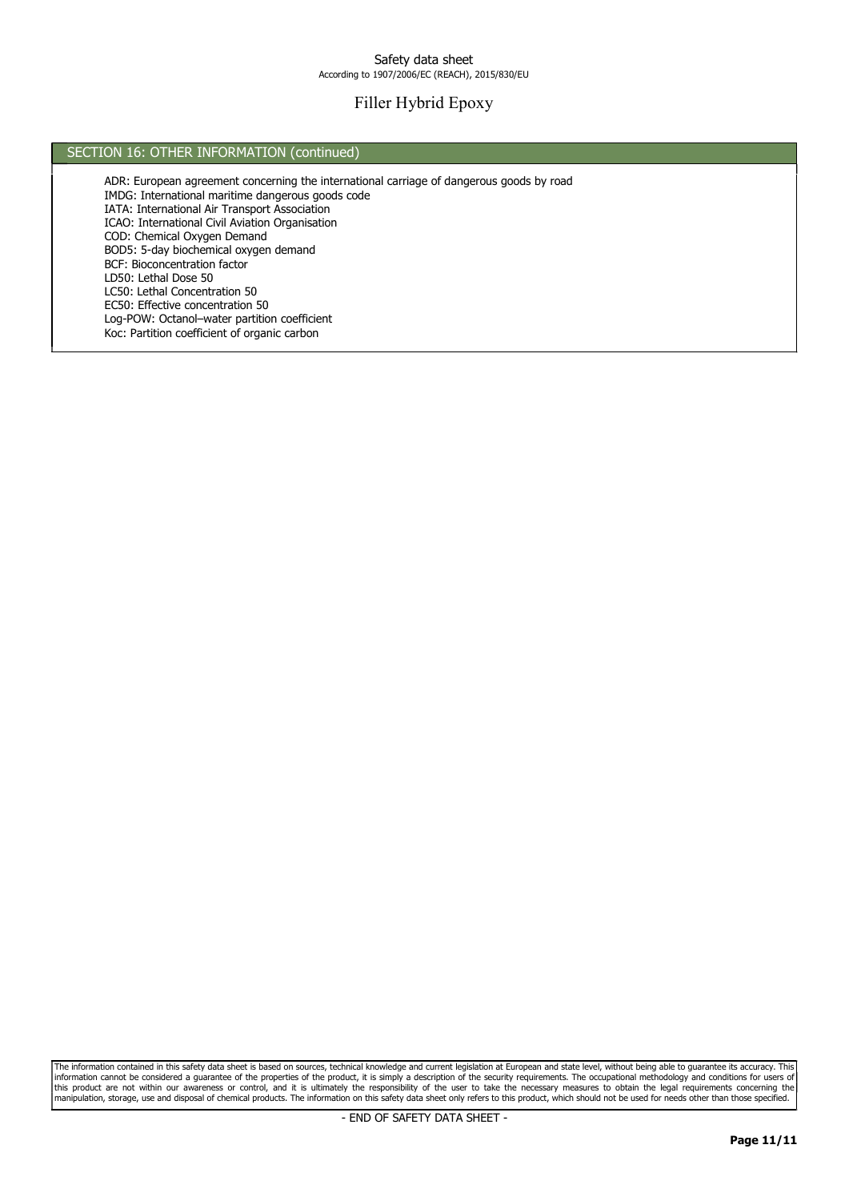## SECTION 16: OTHER INFORMATION (continued)

ADR: European agreement concerning the international carriage of dangerous goods by road
IMDG: International maritime dangerous goods code
IATA: International Air Transport Association
ICAO: International Civil Aviation Organisation
COD: Chemical Oxygen Demand
BOD5: 5-day biochemical oxygen demand
BCF: Bioconcentration factor
LD50: Lethal Dose 50
LC50: Lethal Concentration 50
EC50: Effective concentration 50
Log-POW: Octanol–water partition coefficient
Koc: Partition coefficient of organic carbon

The information contained in this safety data sheet is based on sources, technical knowledge and current legislation at European and state level, without being able to guarantee its accuracy. This information cannot be considered a guarantee of the properties of the product, it is simply a description of the security requirements. The occupational methodology and conditions for users of this product are not within our awareness or control, and it is ultimately the responsibility of the user to take the necessary measures to obtain the legal requirements concerning the manipulation, storage, use and disposal of chemical products. The information on this safety data sheet only refers to this product, which should not be used for needs other than those specified.

- END OF SAFETY DATA SHEET -